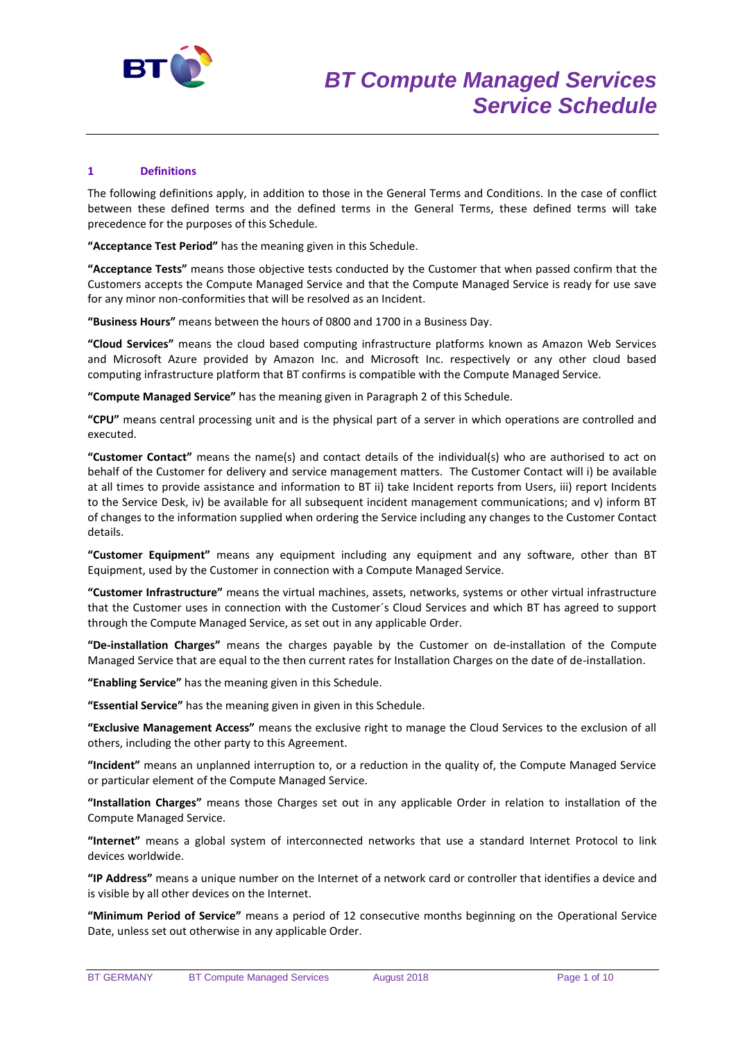# BT Compute Managed Services Service Schedule

## 1 Definitions

The following definitions apply, in addition to those in the General Terms and Conditions. In the case of conflict between these defined terms and the defined terms in the General Terms, these defined terms will take precedence for the purposes of this Schedule.

**"Acceptance Test Period"** has the meaning given in this Schedule.

**"Acceptance Tests"** means those objective tests conducted by the Customer that when passed confirm that the Customers accepts the Compute Managed Service and that the Compute Managed Service is ready for use save for any minor non-conformities that will be resolved as an Incident.

**"Business Hours"** means between the hours of 0800 and 1700 in a Business Day.

**"Cloud Services"** means the cloud based computing infrastructure platforms known as Amazon Web Services and Microsoft Azure provided by Amazon Inc. and Microsoft Inc. respectively or any other cloud based computing infrastructure platform that BT confirms is compatible with the Compute Managed Service.

**"Compute Managed Service"** has the meaning given in Paragraph 2 of this Schedule.

**"CPU"** means central processing unit and is the physical part of a server in which operations are controlled and executed.

**"Customer Contact"** means the name(s) and contact details of the individual(s) who are authorised to act on behalf of the Customer for delivery and service management matters. The Customer Contact will i) be available at all times to provide assistance and information to BT ii) take Incident reports from Users, iii) report Incidents to the Service Desk, iv) be available for all subsequent incident management communications; and v) inform BT of changes to the information supplied when ordering the Service including any changes to the Customer Contact details.

**"Customer Equipment"** means any equipment including any equipment and any software, other than BT Equipment, used by the Customer in connection with a Compute Managed Service.

**"Customer Infrastructure"** means the virtual machines, assets, networks, systems or other virtual infrastructure that the Customer uses in connection with the Customer´s Cloud Services and which BT has agreed to support through the Compute Managed Service, as set out in any applicable Order.

**"De-installation Charges"** means the charges payable by the Customer on de-installation of the Compute Managed Service that are equal to the then current rates for Installation Charges on the date of de-installation.

**"Enabling Service"** has the meaning given in this Schedule.

**"Essential Service"** has the meaning given in given in this Schedule.

**"Exclusive Management Access"** means the exclusive right to manage the Cloud Services to the exclusion of all others, including the other party to this Agreement.

**"Incident"** means an unplanned interruption to, or a reduction in the quality of, the Compute Managed Service or particular element of the Compute Managed Service.

**"Installation Charges"** means those Charges set out in any applicable Order in relation to installation of the Compute Managed Service.

**"Internet"** means a global system of interconnected networks that use a standard Internet Protocol to link devices worldwide.

**"IP Address"** means a unique number on the Internet of a network card or controller that identifies a device and is visible by all other devices on the Internet.

**"Minimum Period of Service"** means a period of 12 consecutive months beginning on the Operational Service Date, unless set out otherwise in any applicable Order.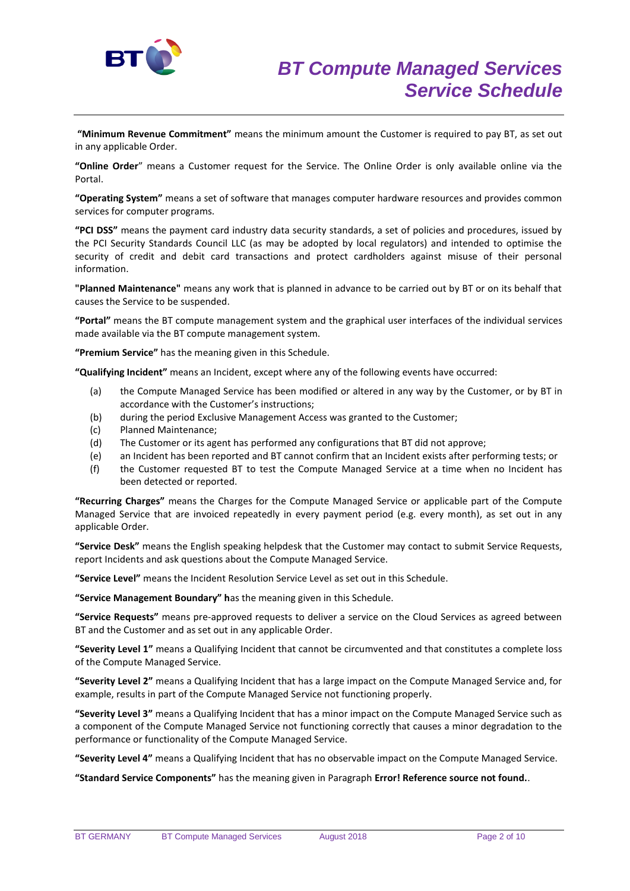**"Minimum Revenue Commitment"** means the minimum amount the Customer is required to pay BT, as set out in any applicable Order.

**"Online Order**" means a Customer request for the Service. The Online Order is only available online via the Portal.

**"Operating System"** means a set of software that manages computer hardware resources and provides common services for computer programs.

**"PCI DSS"** means the payment card industry data security standards, a set of policies and procedures, issued by the PCI Security Standards Council LLC (as may be adopted by local regulators) and intended to optimise the security of credit and debit card transactions and protect cardholders against misuse of their personal information.

**"Planned Maintenance"** means any work that is planned in advance to be carried out by BT or on its behalf that causes the Service to be suspended.

**"Portal"** means the BT compute management system and the graphical user interfaces of the individual services made available via the BT compute management system.

**"Premium Service"** has the meaning given in this Schedule.

**"Qualifying Incident"** means an Incident, except where any of the following events have occurred:

(a) the Compute Managed Service has been modified or altered in any way by the Customer, or by BT in accordance with the Customer's instructions;
(b) during the period Exclusive Management Access was granted to the Customer;
(c) Planned Maintenance;
(d) The Customer or its agent has performed any configurations that BT did not approve;
(e) an Incident has been reported and BT cannot confirm that an Incident exists after performing tests; or
(f) the Customer requested BT to test the Compute Managed Service at a time when no Incident has been detected or reported.

**"Recurring Charges"** means the Charges for the Compute Managed Service or applicable part of the Compute Managed Service that are invoiced repeatedly in every payment period (e.g. every month), as set out in any applicable Order.

**"Service Desk"** means the English speaking helpdesk that the Customer may contact to submit Service Requests, report Incidents and ask questions about the Compute Managed Service.

**"Service Level"** means the Incident Resolution Service Level as set out in this Schedule.

**"Service Management Boundary" h**as the meaning given in this Schedule.

**"Service Requests"** means pre-approved requests to deliver a service on the Cloud Services as agreed between BT and the Customer and as set out in any applicable Order.

**"Severity Level 1"** means a Qualifying Incident that cannot be circumvented and that constitutes a complete loss of the Compute Managed Service.

**"Severity Level 2"** means a Qualifying Incident that has a large impact on the Compute Managed Service and, for example, results in part of the Compute Managed Service not functioning properly.

**"Severity Level 3"** means a Qualifying Incident that has a minor impact on the Compute Managed Service such as a component of the Compute Managed Service not functioning correctly that causes a minor degradation to the performance or functionality of the Compute Managed Service.

**"Severity Level 4"** means a Qualifying Incident that has no observable impact on the Compute Managed Service.

**"Standard Service Components"** has the meaning given in Paragraph **Error! Reference source not found.**.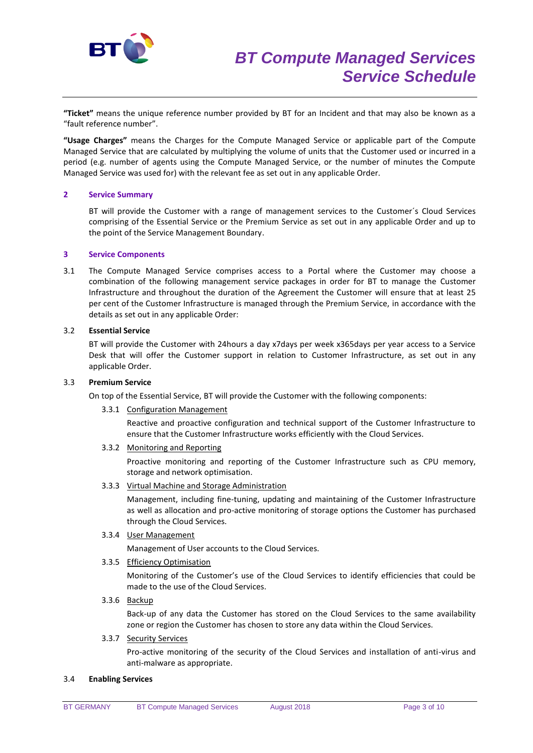**"Ticket"** means the unique reference number provided by BT for an Incident and that may also be known as a "fault reference number".

**"Usage Charges"** means the Charges for the Compute Managed Service or applicable part of the Compute Managed Service that are calculated by multiplying the volume of units that the Customer used or incurred in a period (e.g. number of agents using the Compute Managed Service, or the number of minutes the Compute Managed Service was used for) with the relevant fee as set out in any applicable Order.

## 2 Service Summary

BT will provide the Customer with a range of management services to the Customer´s Cloud Services comprising of the Essential Service or the Premium Service as set out in any applicable Order and up to the point of the Service Management Boundary.

## 3 Service Components

3.1 The Compute Managed Service comprises access to a Portal where the Customer may choose a combination of the following management service packages in order for BT to manage the Customer Infrastructure and throughout the duration of the Agreement the Customer will ensure that at least 25 per cent of the Customer Infrastructure is managed through the Premium Service, in accordance with the details as set out in any applicable Order:

3.2 **Essential Service**

BT will provide the Customer with 24hours a day x7days per week x365days per year access to a Service Desk that will offer the Customer support in relation to Customer Infrastructure, as set out in any applicable Order.

3.3 **Premium Service**

On top of the Essential Service, BT will provide the Customer with the following components:

3.3.1 Configuration Management

Reactive and proactive configuration and technical support of the Customer Infrastructure to ensure that the Customer Infrastructure works efficiently with the Cloud Services.

3.3.2 Monitoring and Reporting

Proactive monitoring and reporting of the Customer Infrastructure such as CPU memory, storage and network optimisation.

3.3.3 Virtual Machine and Storage Administration

Management, including fine-tuning, updating and maintaining of the Customer Infrastructure as well as allocation and pro-active monitoring of storage options the Customer has purchased through the Cloud Services.

3.3.4 User Management

Management of User accounts to the Cloud Services.

3.3.5 Efficiency Optimisation

Monitoring of the Customer's use of the Cloud Services to identify efficiencies that could be made to the use of the Cloud Services.

3.3.6 Backup

Back-up of any data the Customer has stored on the Cloud Services to the same availability zone or region the Customer has chosen to store any data within the Cloud Services.

3.3.7 Security Services

Pro-active monitoring of the security of the Cloud Services and installation of anti-virus and anti-malware as appropriate.

3.4 **Enabling Services**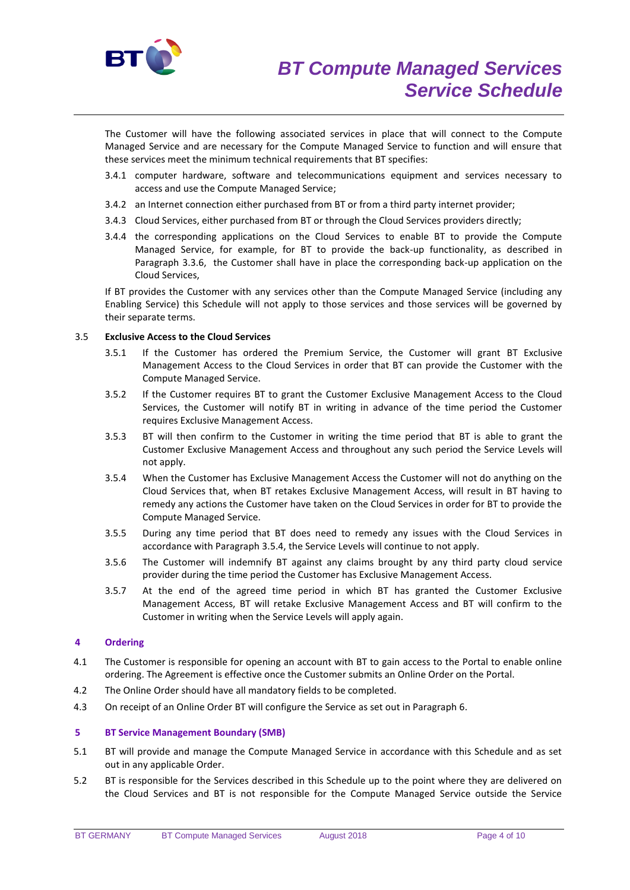The Customer will have the following associated services in place that will connect to the Compute Managed Service and are necessary for the Compute Managed Service to function and will ensure that these services meet the minimum technical requirements that BT specifies:

3.4.1 computer hardware, software and telecommunications equipment and services necessary to access and use the Compute Managed Service;

3.4.2 an Internet connection either purchased from BT or from a third party internet provider;

3.4.3 Cloud Services, either purchased from BT or through the Cloud Services providers directly;

3.4.4 the corresponding applications on the Cloud Services to enable BT to provide the Compute Managed Service, for example, for BT to provide the back-up functionality, as described in Paragraph 3.3.6, the Customer shall have in place the corresponding back-up application on the Cloud Services,

If BT provides the Customer with any services other than the Compute Managed Service (including any Enabling Service) this Schedule will not apply to those services and those services will be governed by their separate terms.

3.5 **Exclusive Access to the Cloud Services**

3.5.1 If the Customer has ordered the Premium Service, the Customer will grant BT Exclusive Management Access to the Cloud Services in order that BT can provide the Customer with the Compute Managed Service.

3.5.2 If the Customer requires BT to grant the Customer Exclusive Management Access to the Cloud Services, the Customer will notify BT in writing in advance of the time period the Customer requires Exclusive Management Access.

3.5.3 BT will then confirm to the Customer in writing the time period that BT is able to grant the Customer Exclusive Management Access and throughout any such period the Service Levels will not apply.

3.5.4 When the Customer has Exclusive Management Access the Customer will not do anything on the Cloud Services that, when BT retakes Exclusive Management Access, will result in BT having to remedy any actions the Customer have taken on the Cloud Services in order for BT to provide the Compute Managed Service.

3.5.5 During any time period that BT does need to remedy any issues with the Cloud Services in accordance with Paragraph 3.5.4, the Service Levels will continue to not apply.

3.5.6 The Customer will indemnify BT against any claims brought by any third party cloud service provider during the time period the Customer has Exclusive Management Access.

3.5.7 At the end of the agreed time period in which BT has granted the Customer Exclusive Management Access, BT will retake Exclusive Management Access and BT will confirm to the Customer in writing when the Service Levels will apply again.

## 4 Ordering

4.1 The Customer is responsible for opening an account with BT to gain access to the Portal to enable online ordering. The Agreement is effective once the Customer submits an Online Order on the Portal.

4.2 The Online Order should have all mandatory fields to be completed.

4.3 On receipt of an Online Order BT will configure the Service as set out in Paragraph 6.

## 5 BT Service Management Boundary (SMB)

5.1 BT will provide and manage the Compute Managed Service in accordance with this Schedule and as set out in any applicable Order.

5.2 BT is responsible for the Services described in this Schedule up to the point where they are delivered on the Cloud Services and BT is not responsible for the Compute Managed Service outside the Service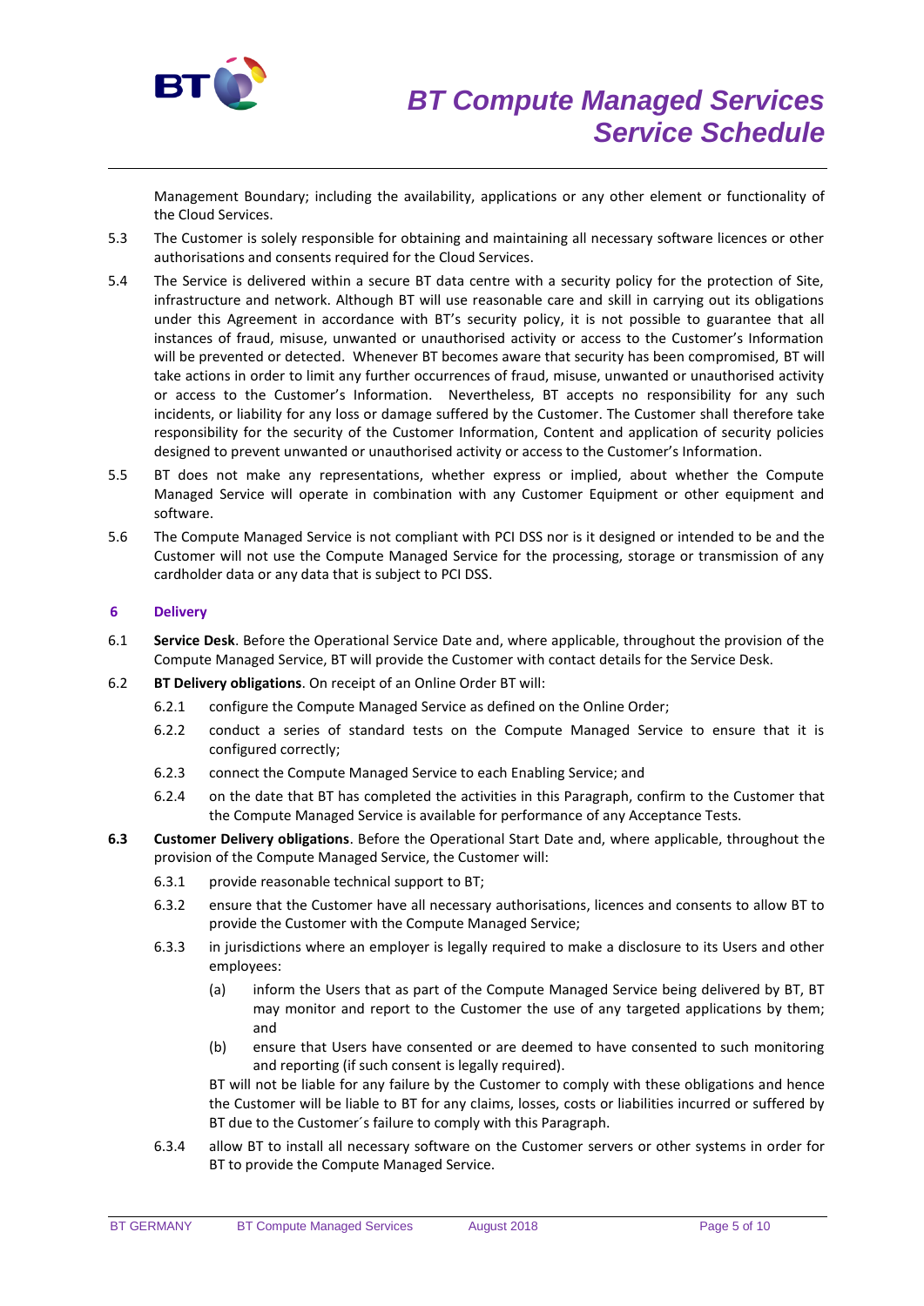Management Boundary; including the availability, applications or any other element or functionality of the Cloud Services.

5.3 The Customer is solely responsible for obtaining and maintaining all necessary software licences or other authorisations and consents required for the Cloud Services.

5.4 The Service is delivered within a secure BT data centre with a security policy for the protection of Site, infrastructure and network. Although BT will use reasonable care and skill in carrying out its obligations under this Agreement in accordance with BT's security policy, it is not possible to guarantee that all instances of fraud, misuse, unwanted or unauthorised activity or access to the Customer's Information will be prevented or detected. Whenever BT becomes aware that security has been compromised, BT will take actions in order to limit any further occurrences of fraud, misuse, unwanted or unauthorised activity or access to the Customer's Information. Nevertheless, BT accepts no responsibility for any such incidents, or liability for any loss or damage suffered by the Customer. The Customer shall therefore take responsibility for the security of the Customer Information, Content and application of security policies designed to prevent unwanted or unauthorised activity or access to the Customer's Information.

5.5 BT does not make any representations, whether express or implied, about whether the Compute Managed Service will operate in combination with any Customer Equipment or other equipment and software.

5.6 The Compute Managed Service is not compliant with PCI DSS nor is it designed or intended to be and the Customer will not use the Compute Managed Service for the processing, storage or transmission of any cardholder data or any data that is subject to PCI DSS.

## 6 Delivery

6.1 **Service Desk**. Before the Operational Service Date and, where applicable, throughout the provision of the Compute Managed Service, BT will provide the Customer with contact details for the Service Desk.

6.2 **BT Delivery obligations**. On receipt of an Online Order BT will:

- 6.2.1 configure the Compute Managed Service as defined on the Online Order;
- 6.2.2 conduct a series of standard tests on the Compute Managed Service to ensure that it is configured correctly;
- 6.2.3 connect the Compute Managed Service to each Enabling Service; and
- 6.2.4 on the date that BT has completed the activities in this Paragraph, confirm to the Customer that the Compute Managed Service is available for performance of any Acceptance Tests.

**6.3** **Customer Delivery obligations**. Before the Operational Start Date and, where applicable, throughout the provision of the Compute Managed Service, the Customer will:

- 6.3.1 provide reasonable technical support to BT;
- 6.3.2 ensure that the Customer have all necessary authorisations, licences and consents to allow BT to provide the Customer with the Compute Managed Service;
- 6.3.3 in jurisdictions where an employer is legally required to make a disclosure to its Users and other employees:
  - (a) inform the Users that as part of the Compute Managed Service being delivered by BT, BT may monitor and report to the Customer the use of any targeted applications by them; and
  - (b) ensure that Users have consented or are deemed to have consented to such monitoring and reporting (if such consent is legally required).

  BT will not be liable for any failure by the Customer to comply with these obligations and hence the Customer will be liable to BT for any claims, losses, costs or liabilities incurred or suffered by BT due to the Customer´s failure to comply with this Paragraph.
- 6.3.4 allow BT to install all necessary software on the Customer servers or other systems in order for BT to provide the Compute Managed Service.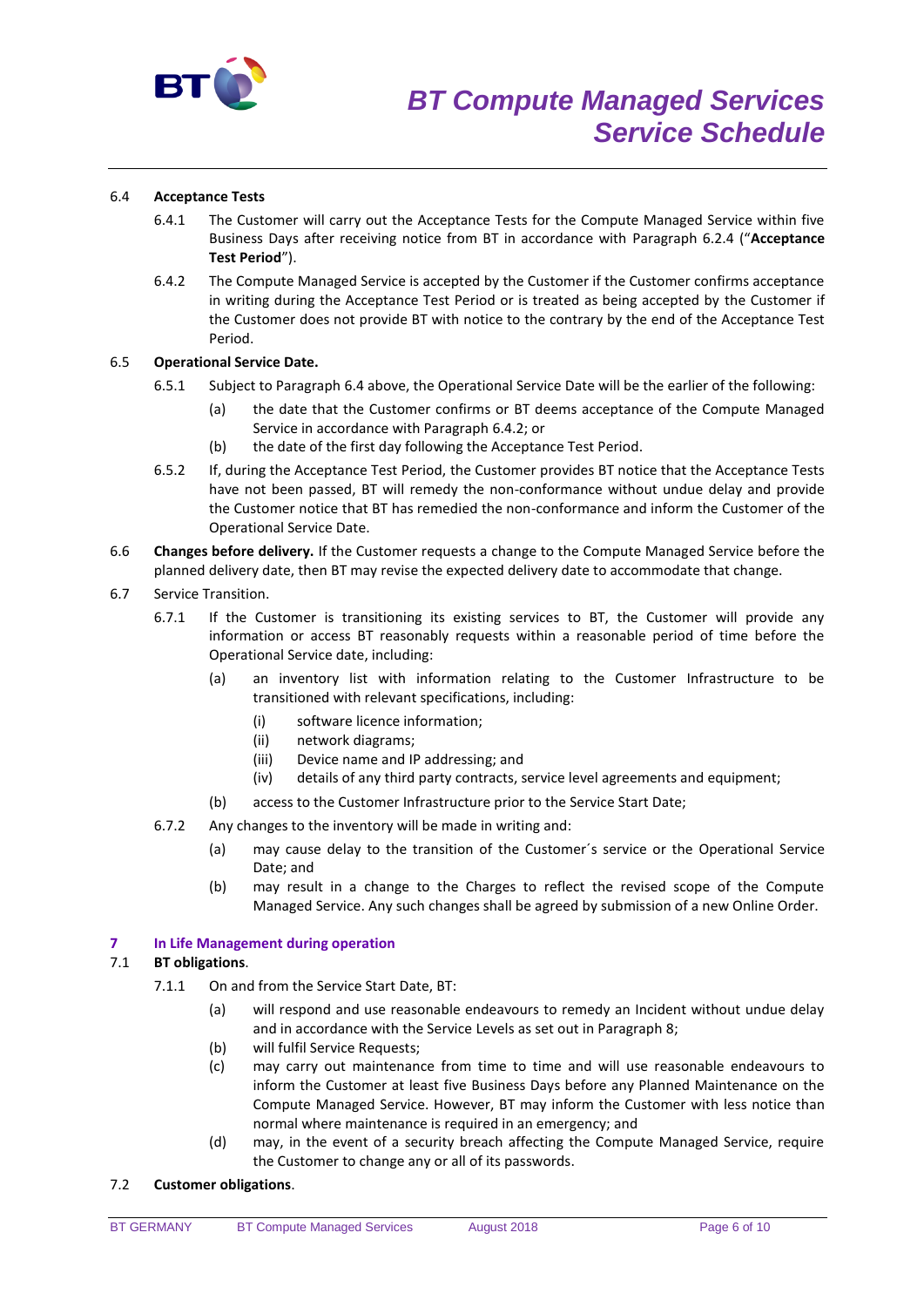6.4 **Acceptance Tests**

6.4.1 The Customer will carry out the Acceptance Tests for the Compute Managed Service within five Business Days after receiving notice from BT in accordance with Paragraph 6.2.4 ("**Acceptance Test Period**").

6.4.2 The Compute Managed Service is accepted by the Customer if the Customer confirms acceptance in writing during the Acceptance Test Period or is treated as being accepted by the Customer if the Customer does not provide BT with notice to the contrary by the end of the Acceptance Test Period.

6.5 **Operational Service Date.**

6.5.1 Subject to Paragraph 6.4 above, the Operational Service Date will be the earlier of the following:

(a) the date that the Customer confirms or BT deems acceptance of the Compute Managed Service in accordance with Paragraph 6.4.2; or

(b) the date of the first day following the Acceptance Test Period.

6.5.2 If, during the Acceptance Test Period, the Customer provides BT notice that the Acceptance Tests have not been passed, BT will remedy the non-conformance without undue delay and provide the Customer notice that BT has remedied the non-conformance and inform the Customer of the Operational Service Date.

6.6 **Changes before delivery.** If the Customer requests a change to the Compute Managed Service before the planned delivery date, then BT may revise the expected delivery date to accommodate that change.

6.7 Service Transition.

6.7.1 If the Customer is transitioning its existing services to BT, the Customer will provide any information or access BT reasonably requests within a reasonable period of time before the Operational Service date, including:

(a) an inventory list with information relating to the Customer Infrastructure to be transitioned with relevant specifications, including:

(i) software licence information;

(ii) network diagrams;

(iii) Device name and IP addressing; and

(iv) details of any third party contracts, service level agreements and equipment;

(b) access to the Customer Infrastructure prior to the Service Start Date;

6.7.2 Any changes to the inventory will be made in writing and:

(a) may cause delay to the transition of the Customer´s service or the Operational Service Date; and

(b) may result in a change to the Charges to reflect the revised scope of the Compute Managed Service. Any such changes shall be agreed by submission of a new Online Order.

## 7 In Life Management during operation

7.1 **BT obligations**.

7.1.1 On and from the Service Start Date, BT:

(a) will respond and use reasonable endeavours to remedy an Incident without undue delay and in accordance with the Service Levels as set out in Paragraph 8;

(b) will fulfil Service Requests;

(c) may carry out maintenance from time to time and will use reasonable endeavours to inform the Customer at least five Business Days before any Planned Maintenance on the Compute Managed Service. However, BT may inform the Customer with less notice than normal where maintenance is required in an emergency; and

(d) may, in the event of a security breach affecting the Compute Managed Service, require the Customer to change any or all of its passwords.

7.2 **Customer obligations**.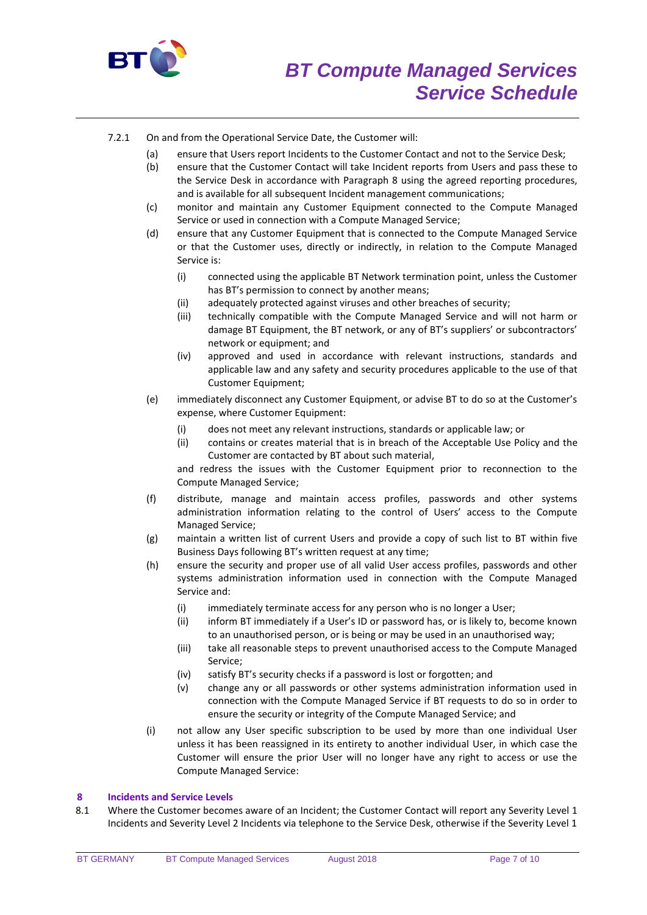7.2.1 On and from the Operational Service Date, the Customer will:

(a) ensure that Users report Incidents to the Customer Contact and not to the Service Desk;

(b) ensure that the Customer Contact will take Incident reports from Users and pass these to the Service Desk in accordance with Paragraph 8 using the agreed reporting procedures, and is available for all subsequent Incident management communications;

(c) monitor and maintain any Customer Equipment connected to the Compute Managed Service or used in connection with a Compute Managed Service;

(d) ensure that any Customer Equipment that is connected to the Compute Managed Service or that the Customer uses, directly or indirectly, in relation to the Compute Managed Service is:

(i) connected using the applicable BT Network termination point, unless the Customer has BT's permission to connect by another means;

(ii) adequately protected against viruses and other breaches of security;

(iii) technically compatible with the Compute Managed Service and will not harm or damage BT Equipment, the BT network, or any of BT's suppliers' or subcontractors' network or equipment; and

(iv) approved and used in accordance with relevant instructions, standards and applicable law and any safety and security procedures applicable to the use of that Customer Equipment;

(e) immediately disconnect any Customer Equipment, or advise BT to do so at the Customer's expense, where Customer Equipment:

(i) does not meet any relevant instructions, standards or applicable law; or

(ii) contains or creates material that is in breach of the Acceptable Use Policy and the Customer are contacted by BT about such material,

and redress the issues with the Customer Equipment prior to reconnection to the Compute Managed Service;

(f) distribute, manage and maintain access profiles, passwords and other systems administration information relating to the control of Users' access to the Compute Managed Service;

(g) maintain a written list of current Users and provide a copy of such list to BT within five Business Days following BT's written request at any time;

(h) ensure the security and proper use of all valid User access profiles, passwords and other systems administration information used in connection with the Compute Managed Service and:

(i) immediately terminate access for any person who is no longer a User;

(ii) inform BT immediately if a User's ID or password has, or is likely to, become known to an unauthorised person, or is being or may be used in an unauthorised way;

(iii) take all reasonable steps to prevent unauthorised access to the Compute Managed Service;

(iv) satisfy BT's security checks if a password is lost or forgotten; and

(v) change any or all passwords or other systems administration information used in connection with the Compute Managed Service if BT requests to do so in order to ensure the security or integrity of the Compute Managed Service; and

(i) not allow any User specific subscription to be used by more than one individual User unless it has been reassigned in its entirety to another individual User, in which case the Customer will ensure the prior User will no longer have any right to access or use the Compute Managed Service:

## 8 Incidents and Service Levels

8.1 Where the Customer becomes aware of an Incident; the Customer Contact will report any Severity Level 1 Incidents and Severity Level 2 Incidents via telephone to the Service Desk, otherwise if the Severity Level 1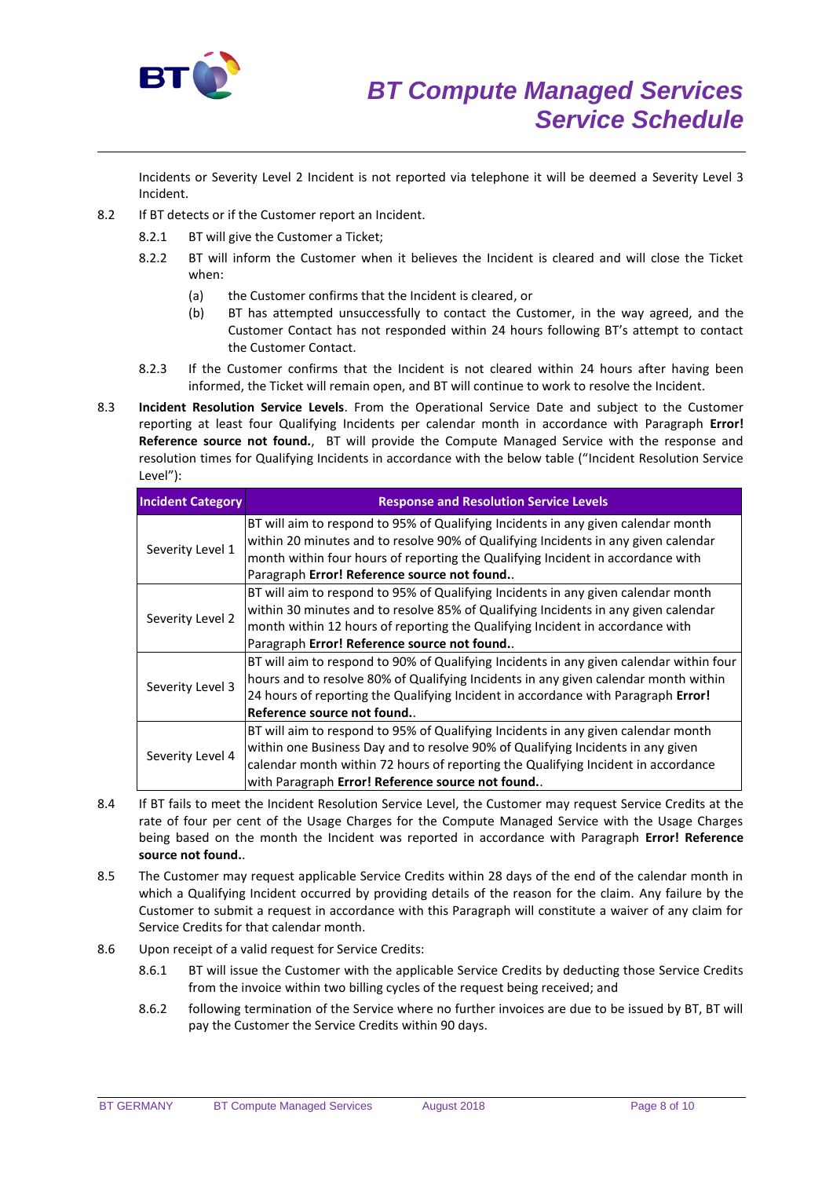Incidents or Severity Level 2 Incident is not reported via telephone it will be deemed a Severity Level 3 Incident.

8.2 If BT detects or if the Customer report an Incident.

8.2.1 BT will give the Customer a Ticket;

8.2.2 BT will inform the Customer when it believes the Incident is cleared and will close the Ticket when:

(a) the Customer confirms that the Incident is cleared, or

(b) BT has attempted unsuccessfully to contact the Customer, in the way agreed, and the Customer Contact has not responded within 24 hours following BT's attempt to contact the Customer Contact.

8.2.3 If the Customer confirms that the Incident is not cleared within 24 hours after having been informed, the Ticket will remain open, and BT will continue to work to resolve the Incident.

8.3 **Incident Resolution Service Levels**. From the Operational Service Date and subject to the Customer reporting at least four Qualifying Incidents per calendar month in accordance with Paragraph **Error! Reference source not found.**, BT will provide the Compute Managed Service with the response and resolution times for Qualifying Incidents in accordance with the below table ("Incident Resolution Service Level"):

| Incident Category | Response and Resolution Service Levels |
|---|---|
| Severity Level 1 | BT will aim to respond to 95% of Qualifying Incidents in any given calendar month within 20 minutes and to resolve 90% of Qualifying Incidents in any given calendar month within four hours of reporting the Qualifying Incident in accordance with Paragraph **Error! Reference source not found.**. |
| Severity Level 2 | BT will aim to respond to 95% of Qualifying Incidents in any given calendar month within 30 minutes and to resolve 85% of Qualifying Incidents in any given calendar month within 12 hours of reporting the Qualifying Incident in accordance with Paragraph **Error! Reference source not found.**. |
| Severity Level 3 | BT will aim to respond to 90% of Qualifying Incidents in any given calendar within four hours and to resolve 80% of Qualifying Incidents in any given calendar month within 24 hours of reporting the Qualifying Incident in accordance with Paragraph **Error! Reference source not found.**. |
| Severity Level 4 | BT will aim to respond to 95% of Qualifying Incidents in any given calendar month within one Business Day and to resolve 90% of Qualifying Incidents in any given calendar month within 72 hours of reporting the Qualifying Incident in accordance with Paragraph **Error! Reference source not found.**. |

8.4 If BT fails to meet the Incident Resolution Service Level, the Customer may request Service Credits at the rate of four per cent of the Usage Charges for the Compute Managed Service with the Usage Charges being based on the month the Incident was reported in accordance with Paragraph **Error! Reference source not found.**.

8.5 The Customer may request applicable Service Credits within 28 days of the end of the calendar month in which a Qualifying Incident occurred by providing details of the reason for the claim. Any failure by the Customer to submit a request in accordance with this Paragraph will constitute a waiver of any claim for Service Credits for that calendar month.

8.6 Upon receipt of a valid request for Service Credits:

8.6.1 BT will issue the Customer with the applicable Service Credits by deducting those Service Credits from the invoice within two billing cycles of the request being received; and

8.6.2 following termination of the Service where no further invoices are due to be issued by BT, BT will pay the Customer the Service Credits within 90 days.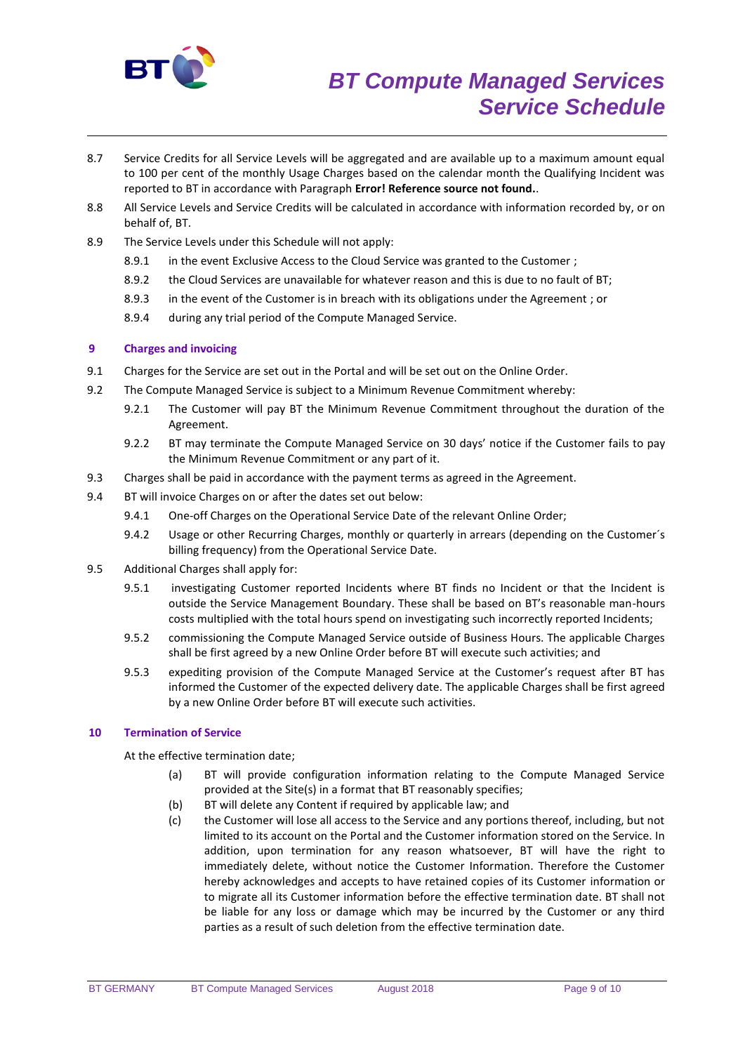8.7 Service Credits for all Service Levels will be aggregated and are available up to a maximum amount equal to 100 per cent of the monthly Usage Charges based on the calendar month the Qualifying Incident was reported to BT in accordance with Paragraph **Error! Reference source not found.**.

8.8 All Service Levels and Service Credits will be calculated in accordance with information recorded by, or on behalf of, BT.

8.9 The Service Levels under this Schedule will not apply:

8.9.1 in the event Exclusive Access to the Cloud Service was granted to the Customer ;

8.9.2 the Cloud Services are unavailable for whatever reason and this is due to no fault of BT;

8.9.3 in the event of the Customer is in breach with its obligations under the Agreement ; or

8.9.4 during any trial period of the Compute Managed Service.

## 9 Charges and invoicing

9.1 Charges for the Service are set out in the Portal and will be set out on the Online Order.

9.2 The Compute Managed Service is subject to a Minimum Revenue Commitment whereby:

9.2.1 The Customer will pay BT the Minimum Revenue Commitment throughout the duration of the Agreement.

9.2.2 BT may terminate the Compute Managed Service on 30 days' notice if the Customer fails to pay the Minimum Revenue Commitment or any part of it.

9.3 Charges shall be paid in accordance with the payment terms as agreed in the Agreement.

9.4 BT will invoice Charges on or after the dates set out below:

9.4.1 One-off Charges on the Operational Service Date of the relevant Online Order;

9.4.2 Usage or other Recurring Charges, monthly or quarterly in arrears (depending on the Customer´s billing frequency) from the Operational Service Date.

9.5 Additional Charges shall apply for:

9.5.1 investigating Customer reported Incidents where BT finds no Incident or that the Incident is outside the Service Management Boundary. These shall be based on BT's reasonable man-hours costs multiplied with the total hours spend on investigating such incorrectly reported Incidents;

9.5.2 commissioning the Compute Managed Service outside of Business Hours. The applicable Charges shall be first agreed by a new Online Order before BT will execute such activities; and

9.5.3 expediting provision of the Compute Managed Service at the Customer's request after BT has informed the Customer of the expected delivery date. The applicable Charges shall be first agreed by a new Online Order before BT will execute such activities.

## 10 Termination of Service

At the effective termination date;

(a) BT will provide configuration information relating to the Compute Managed Service provided at the Site(s) in a format that BT reasonably specifies;

(b) BT will delete any Content if required by applicable law; and

(c) the Customer will lose all access to the Service and any portions thereof, including, but not limited to its account on the Portal and the Customer information stored on the Service. In addition, upon termination for any reason whatsoever, BT will have the right to immediately delete, without notice the Customer Information. Therefore the Customer hereby acknowledges and accepts to have retained copies of its Customer information or to migrate all its Customer information before the effective termination date. BT shall not be liable for any loss or damage which may be incurred by the Customer or any third parties as a result of such deletion from the effective termination date.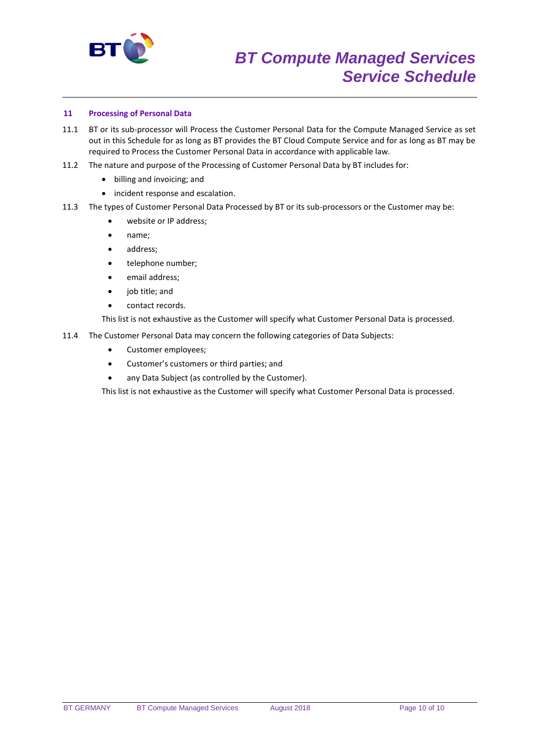## 11 Processing of Personal Data

11.1 BT or its sub-processor will Process the Customer Personal Data for the Compute Managed Service as set out in this Schedule for as long as BT provides the BT Cloud Compute Service and for as long as BT may be required to Process the Customer Personal Data in accordance with applicable law.

11.2 The nature and purpose of the Processing of Customer Personal Data by BT includes for:

- billing and invoicing; and
- incident response and escalation.

11.3 The types of Customer Personal Data Processed by BT or its sub-processors or the Customer may be:

- website or IP address;
- name;
- address;
- telephone number;
- email address;
- job title; and
- contact records.

This list is not exhaustive as the Customer will specify what Customer Personal Data is processed.

11.4 The Customer Personal Data may concern the following categories of Data Subjects:

- Customer employees;
- Customer's customers or third parties; and
- any Data Subject (as controlled by the Customer).

This list is not exhaustive as the Customer will specify what Customer Personal Data is processed.